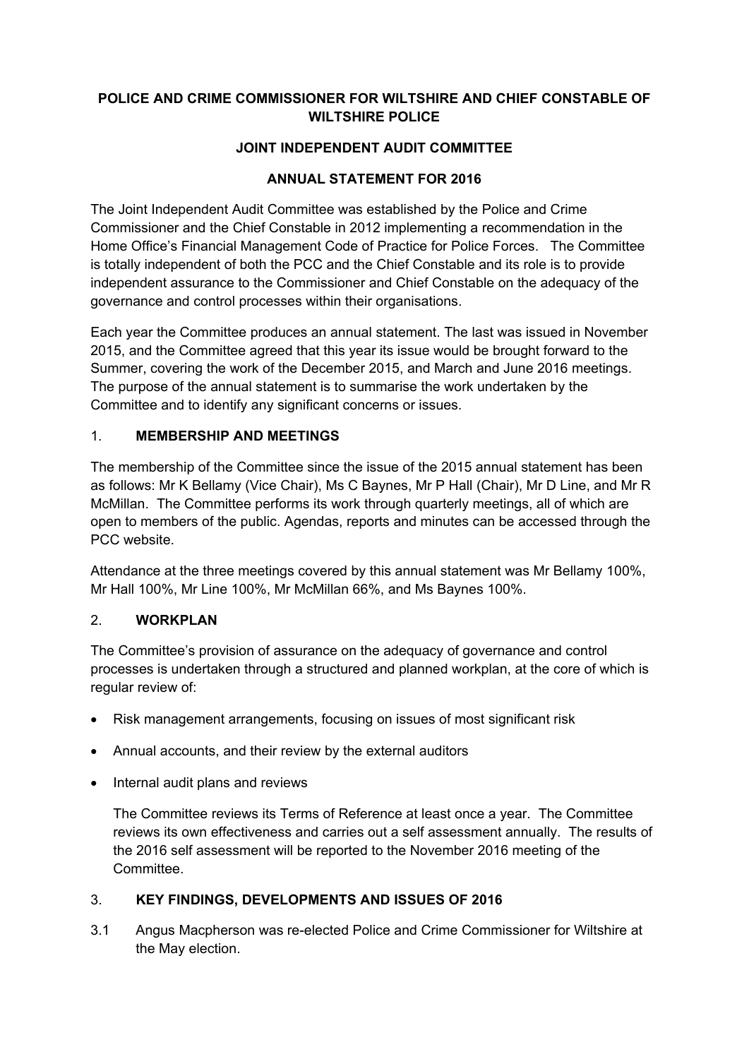# POLICE AND CRIME COMMISSIONER FOR WILTSHIRE AND CHIEF CONSTABLE OF WILTSHIRE POLICE

## JOINT INDEPENDENT AUDIT COMMITTEE

## ANNUAL STATEMENT FOR 2016

The Joint Independent Audit Committee was established by the Police and Crime Commissioner and the Chief Constable in 2012 implementing a recommendation in the Home Office's Financial Management Code of Practice for Police Forces. The Committee is totally independent of both the PCC and the Chief Constable and its role is to provide independent assurance to the Commissioner and Chief Constable on the adequacy of the governance and control processes within their organisations.

Each year the Committee produces an annual statement. The last was issued in November 2015, and the Committee agreed that this year its issue would be brought forward to the Summer, covering the work of the December 2015, and March and June 2016 meetings. The purpose of the annual statement is to summarise the work undertaken by the Committee and to identify any significant concerns or issues.

### 1. MEMBERSHIP AND MEETINGS

The membership of the Committee since the issue of the 2015 annual statement has been as follows: Mr K Bellamy (Vice Chair), Ms C Baynes, Mr P Hall (Chair), Mr D Line, and Mr R McMillan. The Committee performs its work through quarterly meetings, all of which are open to members of the public. Agendas, reports and minutes can be accessed through the PCC website.

Attendance at the three meetings covered by this annual statement was Mr Bellamy 100%, Mr Hall 100%, Mr Line 100%, Mr McMillan 66%, and Ms Baynes 100%.

### 2. WORKPLAN

The Committee's provision of assurance on the adequacy of governance and control processes is undertaken through a structured and planned workplan, at the core of which is regular review of:

- Risk management arrangements, focusing on issues of most significant risk
- Annual accounts, and their review by the external auditors
- Internal audit plans and reviews

The Committee reviews its Terms of Reference at least once a year. The Committee reviews its own effectiveness and carries out a self assessment annually. The results of the 2016 self assessment will be reported to the November 2016 meeting of the Committee.

### 3. KEY FINDINGS, DEVELOPMENTS AND ISSUES OF 2016

3.1 Angus Macpherson was re-elected Police and Crime Commissioner for Wiltshire at the May election.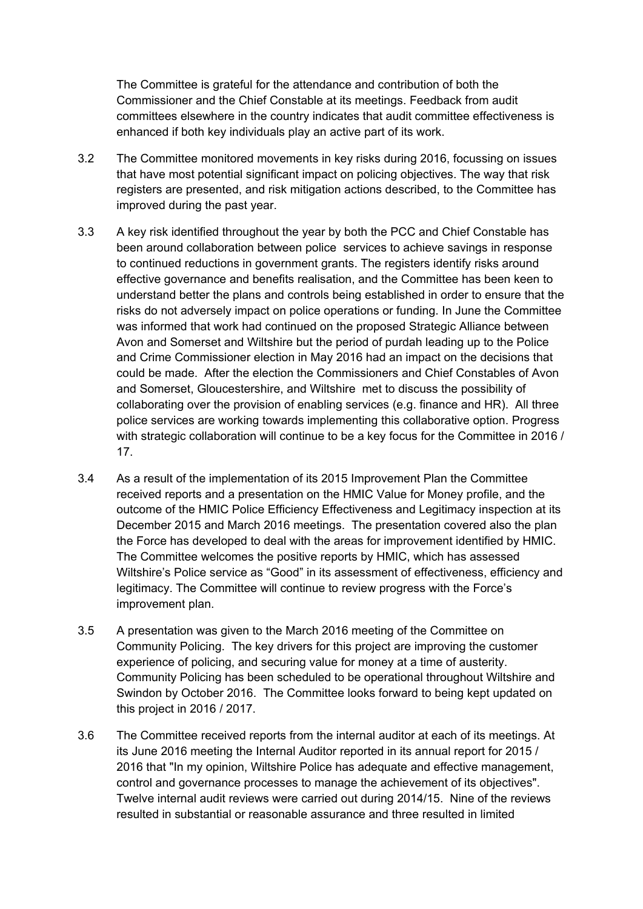The Committee is grateful for the attendance and contribution of both the Commissioner and the Chief Constable at its meetings. Feedback from audit committees elsewhere in the country indicates that audit committee effectiveness is enhanced if both key individuals play an active part of its work.

3.2 The Committee monitored movements in key risks during 2016, focussing on issues that have most potential significant impact on policing objectives. The way that risk registers are presented, and risk mitigation actions described, to the Committee has improved during the past year.

3.3 A key risk identified throughout the year by both the PCC and Chief Constable has been around collaboration between police services to achieve savings in response to continued reductions in government grants. The registers identify risks around effective governance and benefits realisation, and the Committee has been keen to understand better the plans and controls being established in order to ensure that the risks do not adversely impact on police operations or funding. In June the Committee was informed that work had continued on the proposed Strategic Alliance between Avon and Somerset and Wiltshire but the period of purdah leading up to the Police and Crime Commissioner election in May 2016 had an impact on the decisions that could be made. After the election the Commissioners and Chief Constables of Avon and Somerset, Gloucestershire, and Wiltshire met to discuss the possibility of collaborating over the provision of enabling services (e.g. finance and HR). All three police services are working towards implementing this collaborative option. Progress with strategic collaboration will continue to be a key focus for the Committee in 2016 / 17.

3.4 As a result of the implementation of its 2015 Improvement Plan the Committee received reports and a presentation on the HMIC Value for Money profile, and the outcome of the HMIC Police Efficiency Effectiveness and Legitimacy inspection at its December 2015 and March 2016 meetings. The presentation covered also the plan the Force has developed to deal with the areas for improvement identified by HMIC. The Committee welcomes the positive reports by HMIC, which has assessed Wiltshire's Police service as "Good" in its assessment of effectiveness, efficiency and legitimacy. The Committee will continue to review progress with the Force's improvement plan.

3.5 A presentation was given to the March 2016 meeting of the Committee on Community Policing. The key drivers for this project are improving the customer experience of policing, and securing value for money at a time of austerity. Community Policing has been scheduled to be operational throughout Wiltshire and Swindon by October 2016. The Committee looks forward to being kept updated on this project in 2016 / 2017.

3.6 The Committee received reports from the internal auditor at each of its meetings. At its June 2016 meeting the Internal Auditor reported in its annual report for 2015 / 2016 that "In my opinion, Wiltshire Police has adequate and effective management, control and governance processes to manage the achievement of its objectives". Twelve internal audit reviews were carried out during 2014/15. Nine of the reviews resulted in substantial or reasonable assurance and three resulted in limited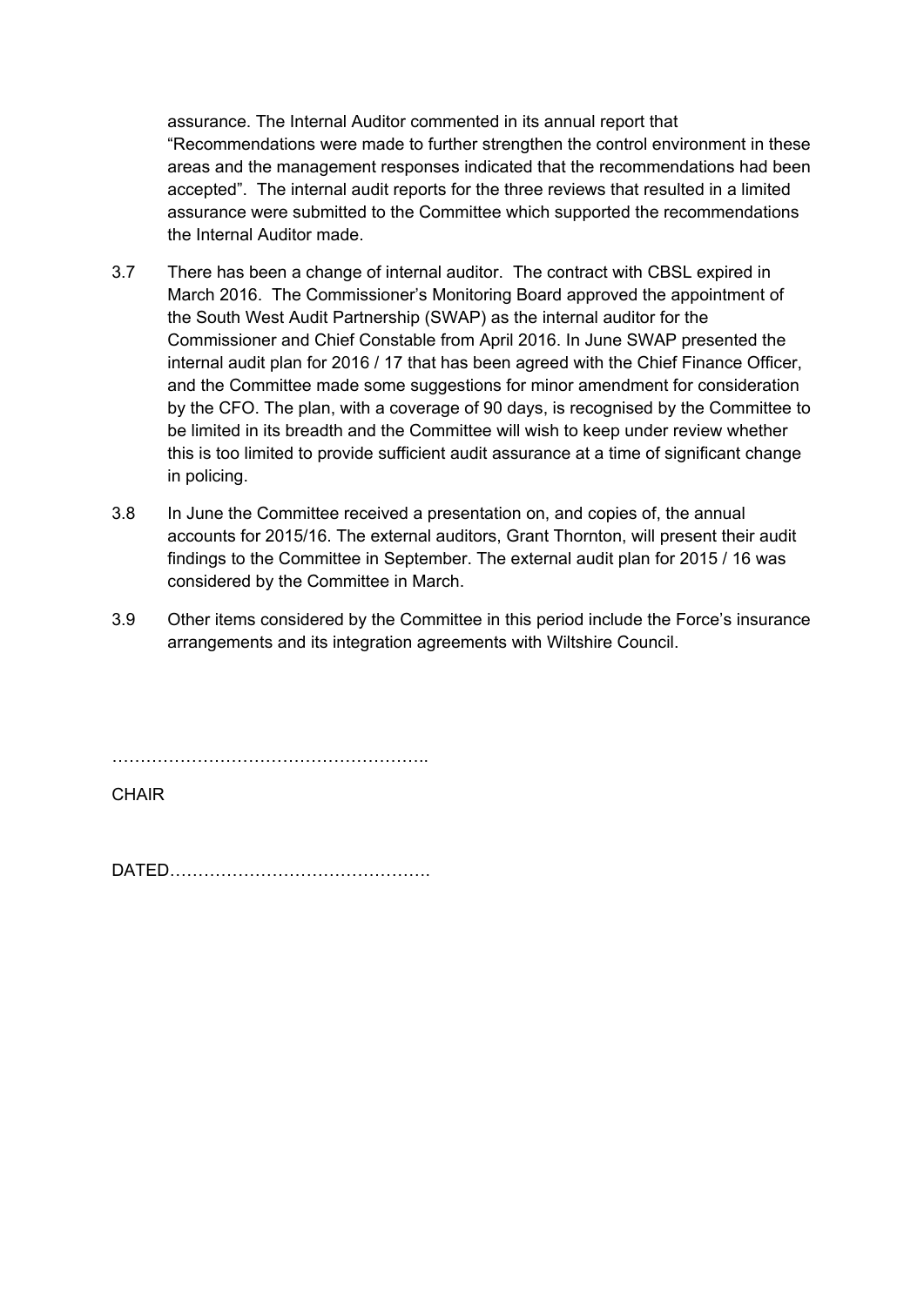assurance. The Internal Auditor commented in its annual report that "Recommendations were made to further strengthen the control environment in these areas and the management responses indicated that the recommendations had been accepted". The internal audit reports for the three reviews that resulted in a limited assurance were submitted to the Committee which supported the recommendations the Internal Auditor made.

3.7 There has been a change of internal auditor. The contract with CBSL expired in March 2016. The Commissioner's Monitoring Board approved the appointment of the South West Audit Partnership (SWAP) as the internal auditor for the Commissioner and Chief Constable from April 2016. In June SWAP presented the internal audit plan for 2016 / 17 that has been agreed with the Chief Finance Officer, and the Committee made some suggestions for minor amendment for consideration by the CFO. The plan, with a coverage of 90 days, is recognised by the Committee to be limited in its breadth and the Committee will wish to keep under review whether this is too limited to provide sufficient audit assurance at a time of significant change in policing.

3.8 In June the Committee received a presentation on, and copies of, the annual accounts for 2015/16. The external auditors, Grant Thornton, will present their audit findings to the Committee in September. The external audit plan for 2015 / 16 was considered by the Committee in March.

3.9 Other items considered by the Committee in this period include the Force's insurance arrangements and its integration agreements with Wiltshire Council.

………………………………………………..

CHAIR

DATED……………………………………….